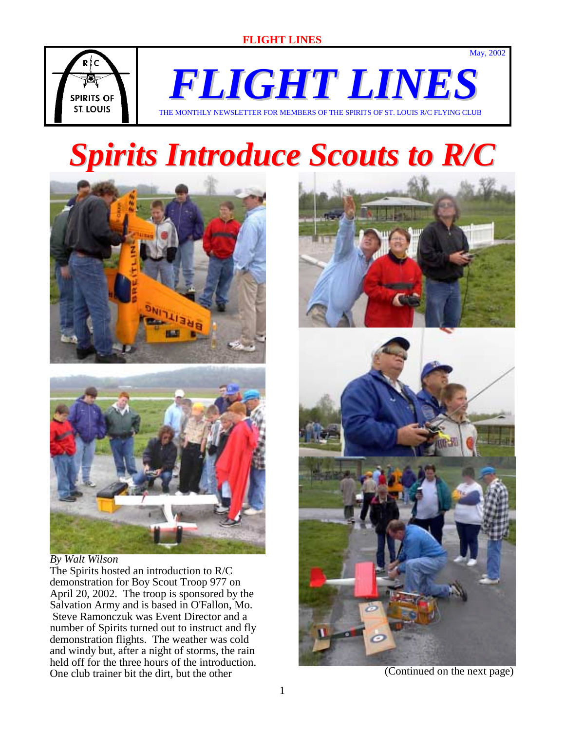# FLIGHT LINES

May, 2002

THE MONTHLY NEWSLETTER FOR MEMBERS OF THE SPIRITS OF ST. LOUIS R/C FLYING CLUB

# Spirits Introduce Scouts to R/C

*By Walt Wilson*

The Spirits hosted an introduction to R/C demonstration for Boy Scout Troop 977 on April 20, 2002. The troop is sponsored by the Salvation Army and is based in O'Fallon, Mo. Steve Ramonczuk was Event Director and a number of Spirits turned out to instruct and fly demonstration flights. The weather was cold and windy but, after a night of storms, the rain held off for the three hours of the introduction. One club trainer bit the dirt, but the other

(Continued on the next page)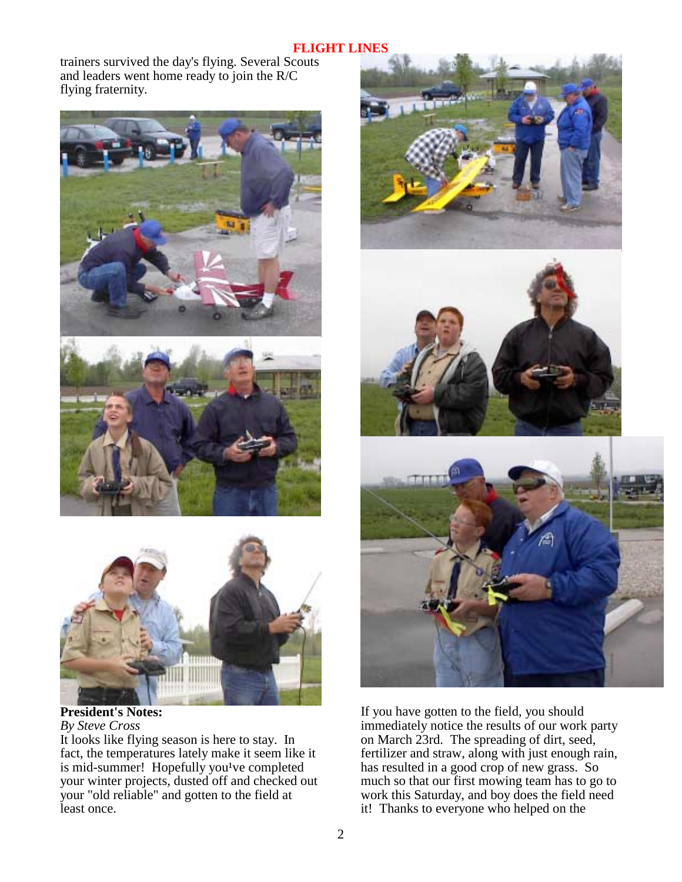trainers survived the day's flying. Several Scouts and leaders went home ready to join the R/C flying fraternity.

**President's Notes:**
*By Steve Cross*

It looks like flying season is here to stay. In fact, the temperatures lately make it seem like it is mid-summer! Hopefully you¹ve completed your winter projects, dusted off and checked out your "old reliable" and gotten to the field at least once.

If you have gotten to the field, you should immediately notice the results of our work party on March 23rd. The spreading of dirt, seed, fertilizer and straw, along with just enough rain, has resulted in a good crop of new grass. So much so that our first mowing team has to go to work this Saturday, and boy does the field need it! Thanks to everyone who helped on the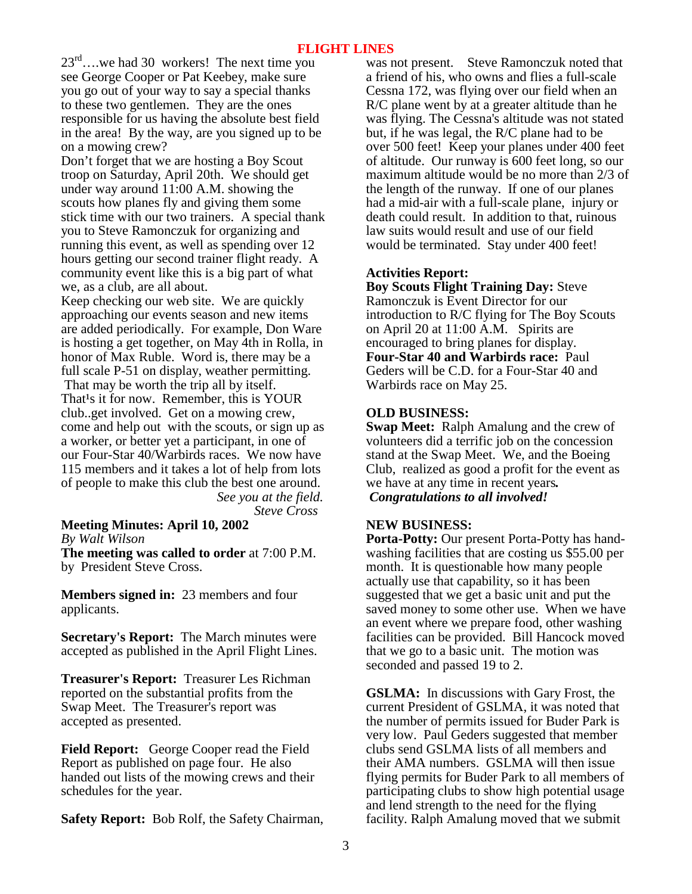23rd….we had 30 workers! The next time you see George Cooper or Pat Keebey, make sure you go out of your way to say a special thanks to these two gentlemen. They are the ones responsible for us having the absolute best field in the area! By the way, are you signed up to be on a mowing crew?

Don't forget that we are hosting a Boy Scout troop on Saturday, April 20th. We should get under way around 11:00 A.M. showing the scouts how planes fly and giving them some stick time with our two trainers. A special thank you to Steve Ramonczuk for organizing and running this event, as well as spending over 12 hours getting our second trainer flight ready. A community event like this is a big part of what we, as a club, are all about.

Keep checking our web site. We are quickly approaching our events season and new items are added periodically. For example, Don Ware is hosting a get together, on May 4th in Rolla, in honor of Max Ruble. Word is, there may be a full scale P-51 on display, weather permitting. That may be worth the trip all by itself.

That¹s it for now. Remember, this is YOUR club..get involved. Get on a mowing crew, come and help out with the scouts, or sign up as a worker, or better yet a participant, in one of our Four-Star 40/Warbirds races. We now have 115 members and it takes a lot of help from lots of people to make this club the best one around.

*See you at the field.*

*Steve Cross*

## Meeting Minutes: April 10, 2002

*By Walt Wilson*

**The meeting was called to order** at 7:00 P.M. by President Steve Cross.

**Members signed in:** 23 members and four applicants.

**Secretary's Report:** The March minutes were accepted as published in the April Flight Lines.

**Treasurer's Report:** Treasurer Les Richman reported on the substantial profits from the Swap Meet. The Treasurer's report was accepted as presented.

**Field Report:** George Cooper read the Field Report as published on page four. He also handed out lists of the mowing crews and their schedules for the year.

**Safety Report:** Bob Rolf, the Safety Chairman, was not present. Steve Ramonczuk noted that a friend of his, who owns and flies a full-scale Cessna 172, was flying over our field when an R/C plane went by at a greater altitude than he was flying. The Cessna's altitude was not stated but, if he was legal, the R/C plane had to be over 500 feet! Keep your planes under 400 feet of altitude. Our runway is 600 feet long, so our maximum altitude would be no more than 2/3 of the length of the runway. If one of our planes had a mid-air with a full-scale plane, injury or death could result. In addition to that, ruinous law suits would result and use of our field would be terminated. Stay under 400 feet!

**Activities Report:**

**Boy Scouts Flight Training Day:** Steve Ramonczuk is Event Director for our introduction to R/C flying for The Boy Scouts on April 20 at 11:00 A.M. Spirits are encouraged to bring planes for display.

**Four-Star 40 and Warbirds race:** Paul Geders will be C.D. for a Four-Star 40 and Warbirds race on May 25.

**OLD BUSINESS:**

**Swap Meet:** Ralph Amalung and the crew of volunteers did a terrific job on the concession stand at the Swap Meet. We, and the Boeing Club, realized as good a profit for the event as we have at any time in recent years***.***
***Congratulations to all involved!***

**NEW BUSINESS:**

**Porta-Potty:** Our present Porta-Potty has hand-washing facilities that are costing us $55.00 per month. It is questionable how many people actually use that capability, so it has been suggested that we get a basic unit and put the saved money to some other use. When we have an event where we prepare food, other washing facilities can be provided. Bill Hancock moved that we go to a basic unit. The motion was seconded and passed 19 to 2.

**GSLMA:** In discussions with Gary Frost, the current President of GSLMA, it was noted that the number of permits issued for Buder Park is very low. Paul Geders suggested that member clubs send GSLMA lists of all members and their AMA numbers. GSLMA will then issue flying permits for Buder Park to all members of participating clubs to show high potential usage and lend strength to the need for the flying facility. Ralph Amalung moved that we submit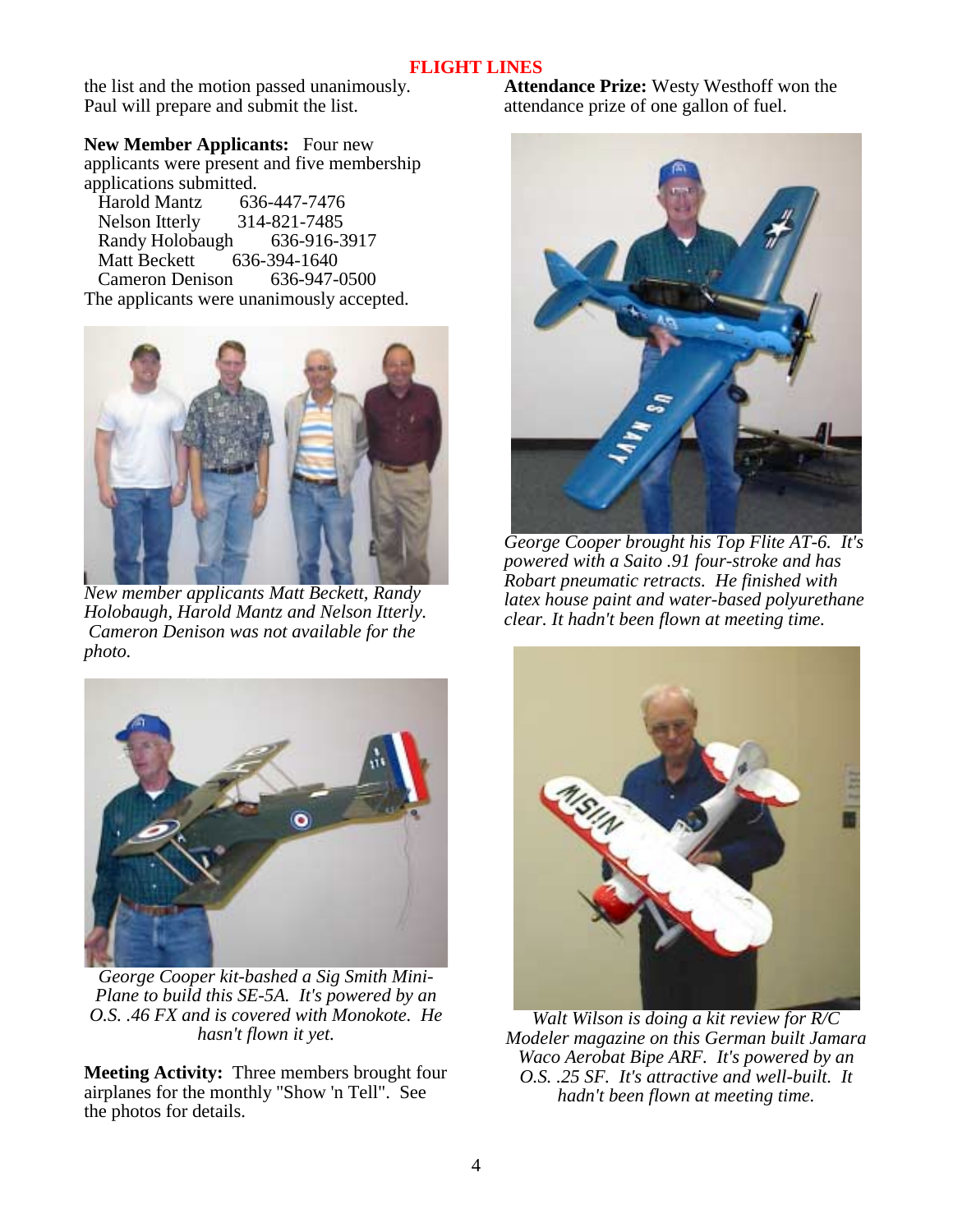the list and the motion passed unanimously. Paul will prepare and submit the list.

**New Member Applicants:** Four new applicants were present and five membership applications submitted.

| | |
|---|---|
| Harold Mantz | 636-447-7476 |
| Nelson Itterly | 314-821-7485 |
| Randy Holobaugh | 636-916-3917 |
| Matt Beckett | 636-394-1640 |
| Cameron Denison | 636-947-0500 |

The applicants were unanimously accepted.

*New member applicants Matt Beckett, Randy Holobaugh, Harold Mantz and Nelson Itterly. Cameron Denison was not available for the photo.*

*George Cooper kit-bashed a Sig Smith Mini-Plane to build this SE-5A. It's powered by an O.S. .46 FX and is covered with Monokote. He hasn't flown it yet.*

**Meeting Activity:** Three members brought four airplanes for the monthly "Show 'n Tell". See the photos for details.

**Attendance Prize:** Westy Westhoff won the attendance prize of one gallon of fuel.

*George Cooper brought his Top Flite AT-6. It's powered with a Saito .91 four-stroke and has Robart pneumatic retracts. He finished with latex house paint and water-based polyurethane clear. It hadn't been flown at meeting time.*

*Walt Wilson is doing a kit review for R/C Modeler magazine on this German built Jamara Waco Aerobat Bipe ARF. It's powered by an O.S. .25 SF. It's attractive and well-built. It hadn't been flown at meeting time.*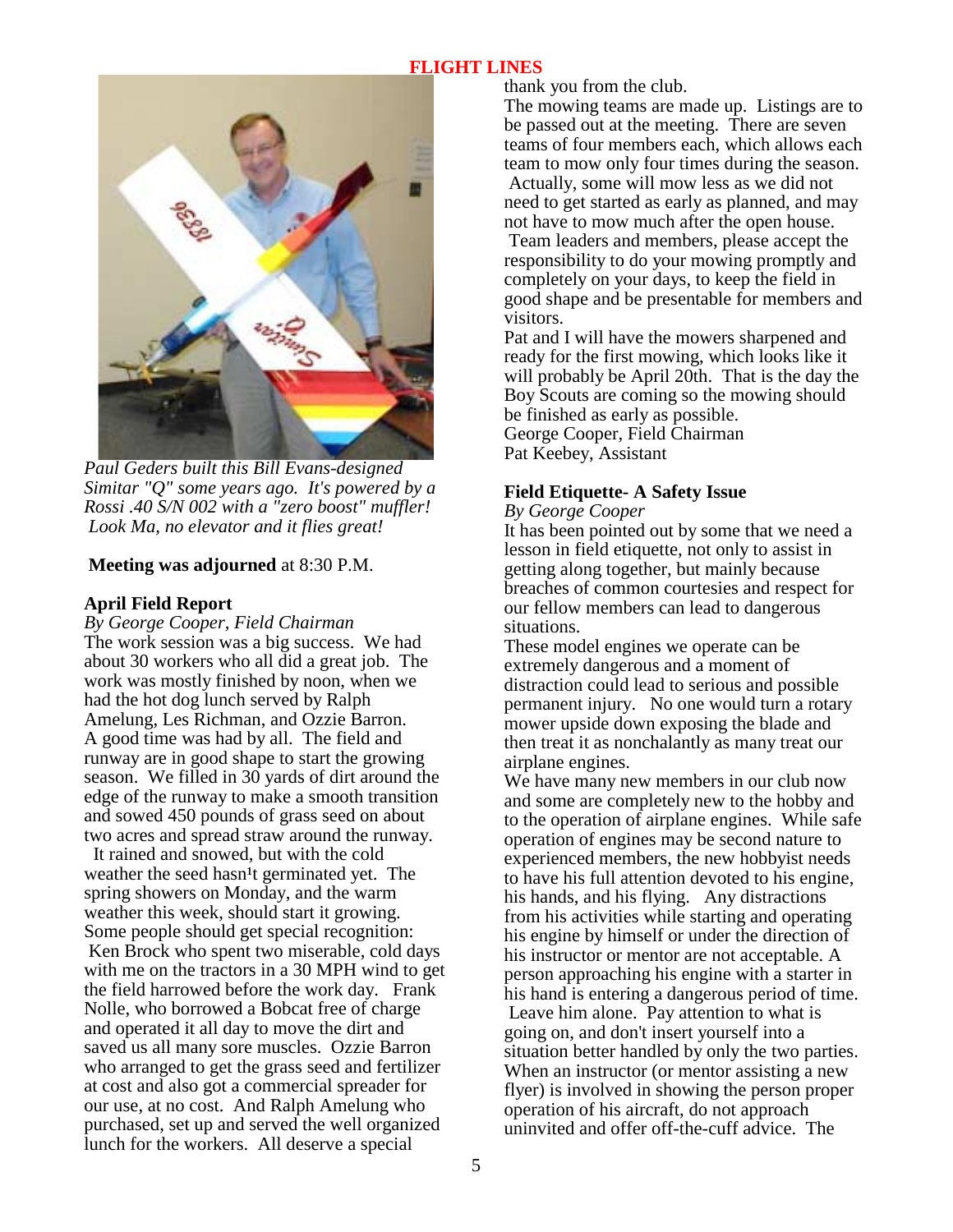*Paul Geders built this Bill Evans-designed Simitar "Q" some years ago. It's powered by a Rossi .40 S/N 002 with a "zero boost" muffler! Look Ma, no elevator and it flies great!*

**Meeting was adjourned** at 8:30 P.M.

### April Field Report

*By George Cooper, Field Chairman*

The work session was a big success. We had about 30 workers who all did a great job. The work was mostly finished by noon, when we had the hot dog lunch served by Ralph Amelung, Les Richman, and Ozzie Barron. A good time was had by all. The field and runway are in good shape to start the growing season. We filled in 30 yards of dirt around the edge of the runway to make a smooth transition and sowed 450 pounds of grass seed on about two acres and spread straw around the runway.

It rained and snowed, but with the cold weather the seed hasn¹t germinated yet. The spring showers on Monday, and the warm weather this week, should start it growing. Some people should get special recognition: Ken Brock who spent two miserable, cold days with me on the tractors in a 30 MPH wind to get the field harrowed before the work day. Frank Nolle, who borrowed a Bobcat free of charge and operated it all day to move the dirt and saved us all many sore muscles. Ozzie Barron who arranged to get the grass seed and fertilizer at cost and also got a commercial spreader for our use, at no cost. And Ralph Amelung who purchased, set up and served the well organized lunch for the workers. All deserve a special thank you from the club.

The mowing teams are made up. Listings are to be passed out at the meeting. There are seven teams of four members each, which allows each team to mow only four times during the season. Actually, some will mow less as we did not need to get started as early as planned, and may not have to mow much after the open house.

Team leaders and members, please accept the responsibility to do your mowing promptly and completely on your days, to keep the field in good shape and be presentable for members and visitors.

Pat and I will have the mowers sharpened and ready for the first mowing, which looks like it will probably be April 20th. That is the day the Boy Scouts are coming so the mowing should be finished as early as possible.

George Cooper, Field Chairman
Pat Keebey, Assistant

### Field Etiquette- A Safety Issue

*By George Cooper*

It has been pointed out by some that we need a lesson in field etiquette, not only to assist in getting along together, but mainly because breaches of common courtesies and respect for our fellow members can lead to dangerous situations.

These model engines we operate can be extremely dangerous and a moment of distraction could lead to serious and possible permanent injury. No one would turn a rotary mower upside down exposing the blade and then treat it as nonchalantly as many treat our airplane engines.

We have many new members in our club now and some are completely new to the hobby and to the operation of airplane engines. While safe operation of engines may be second nature to experienced members, the new hobbyist needs to have his full attention devoted to his engine, his hands, and his flying. Any distractions from his activities while starting and operating his engine by himself or under the direction of his instructor or mentor are not acceptable. A person approaching his engine with a starter in his hand is entering a dangerous period of time. Leave him alone. Pay attention to what is going on, and don't insert yourself into a situation better handled by only the two parties. When an instructor (or mentor assisting a new flyer) is involved in showing the person proper operation of his aircraft, do not approach uninvited and offer off-the-cuff advice. The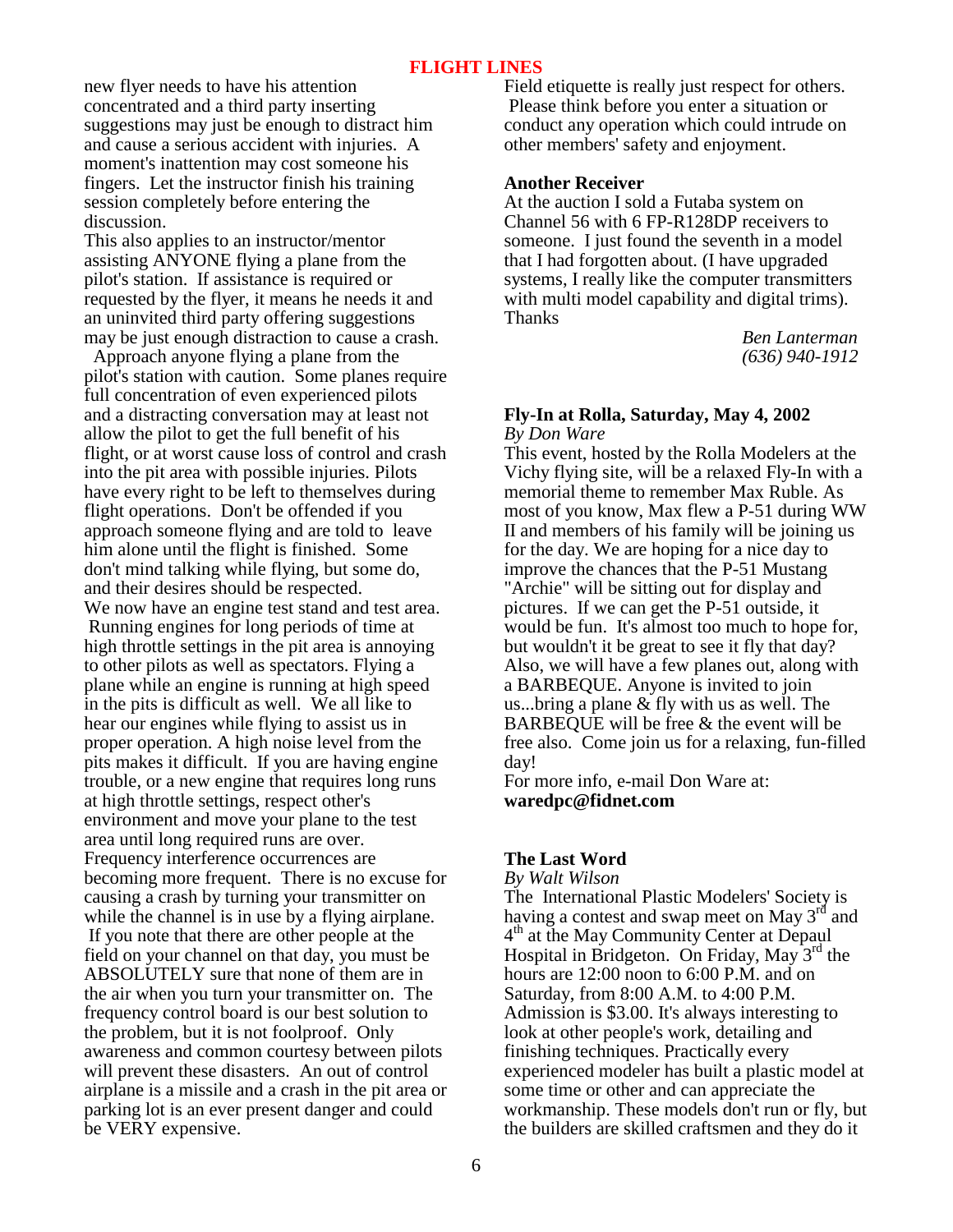new flyer needs to have his attention concentrated and a third party inserting suggestions may just be enough to distract him and cause a serious accident with injuries. A moment's inattention may cost someone his fingers. Let the instructor finish his training session completely before entering the discussion.

This also applies to an instructor/mentor assisting ANYONE flying a plane from the pilot's station. If assistance is required or requested by the flyer, it means he needs it and an uninvited third party offering suggestions may be just enough distraction to cause a crash.

Approach anyone flying a plane from the pilot's station with caution. Some planes require full concentration of even experienced pilots and a distracting conversation may at least not allow the pilot to get the full benefit of his flight, or at worst cause loss of control and crash into the pit area with possible injuries. Pilots have every right to be left to themselves during flight operations. Don't be offended if you approach someone flying and are told to leave him alone until the flight is finished. Some don't mind talking while flying, but some do, and their desires should be respected.

We now have an engine test stand and test area. Running engines for long periods of time at high throttle settings in the pit area is annoying to other pilots as well as spectators. Flying a plane while an engine is running at high speed in the pits is difficult as well. We all like to hear our engines while flying to assist us in proper operation. A high noise level from the pits makes it difficult. If you are having engine trouble, or a new engine that requires long runs at high throttle settings, respect other's environment and move your plane to the test area until long required runs are over.

Frequency interference occurrences are becoming more frequent. There is no excuse for causing a crash by turning your transmitter on while the channel is in use by a flying airplane. If you note that there are other people at the field on your channel on that day, you must be ABSOLUTELY sure that none of them are in the air when you turn your transmitter on. The frequency control board is our best solution to the problem, but it is not foolproof. Only awareness and common courtesy between pilots will prevent these disasters. An out of control airplane is a missile and a crash in the pit area or parking lot is an ever present danger and could be VERY expensive.

Field etiquette is really just respect for others. Please think before you enter a situation or conduct any operation which could intrude on other members' safety and enjoyment.

**Another Receiver**

At the auction I sold a Futaba system on Channel 56 with 6 FP-R128DP receivers to someone. I just found the seventh in a model that I had forgotten about. (I have upgraded systems, I really like the computer transmitters with multi model capability and digital trims). Thanks

*Ben Lanterman*
*(636) 940-1912*

**Fly-In at Rolla, Saturday, May 4, 2002**

*By Don Ware*

This event, hosted by the Rolla Modelers at the Vichy flying site, will be a relaxed Fly-In with a memorial theme to remember Max Ruble. As most of you know, Max flew a P-51 during WW II and members of his family will be joining us for the day. We are hoping for a nice day to improve the chances that the P-51 Mustang "Archie" will be sitting out for display and pictures. If we can get the P-51 outside, it would be fun. It's almost too much to hope for, but wouldn't it be great to see it fly that day? Also, we will have a few planes out, along with a BARBEQUE. Anyone is invited to join us...bring a plane & fly with us as well. The BARBEQUE will be free & the event will be free also. Come join us for a relaxing, fun-filled day!

For more info, e-mail Don Ware at: **waredpc@fidnet.com**

**The Last Word**

*By Walt Wilson*

The International Plastic Modelers' Society is having a contest and swap meet on May 3rd and 4th at the May Community Center at Depaul Hospital in Bridgeton. On Friday, May 3rd the hours are 12:00 noon to 6:00 P.M. and on Saturday, from 8:00 A.M. to 4:00 P.M. Admission is $3.00. It's always interesting to look at other people's work, detailing and finishing techniques. Practically every experienced modeler has built a plastic model at some time or other and can appreciate the workmanship. These models don't run or fly, but the builders are skilled craftsmen and they do it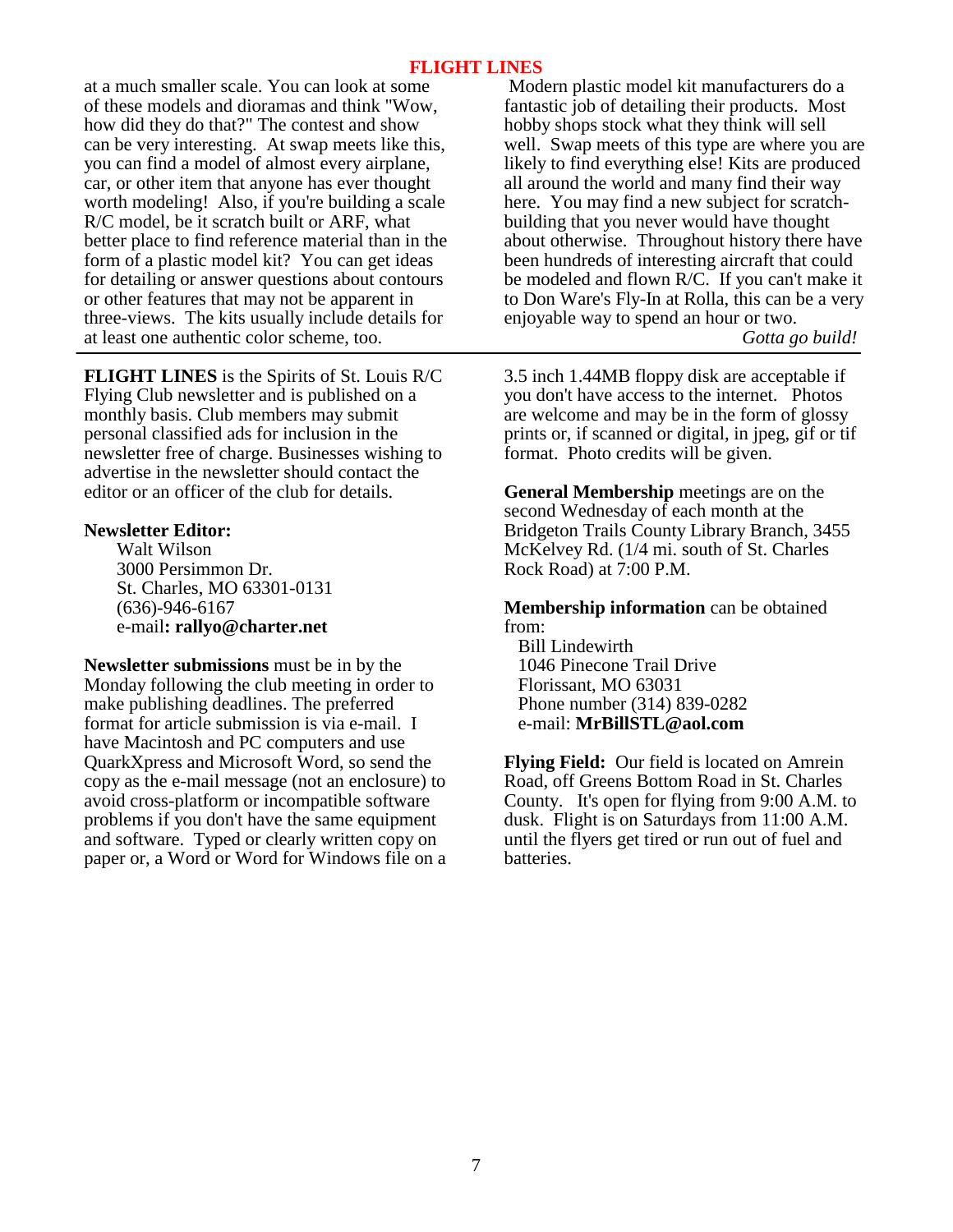at a much smaller scale. You can look at some of these models and dioramas and think "Wow, how did they do that?" The contest and show can be very interesting. At swap meets like this, you can find a model of almost every airplane, car, or other item that anyone has ever thought worth modeling! Also, if you're building a scale R/C model, be it scratch built or ARF, what better place to find reference material than in the form of a plastic model kit? You can get ideas for detailing or answer questions about contours or other features that may not be apparent in three-views. The kits usually include details for at least one authentic color scheme, too.

Modern plastic model kit manufacturers do a fantastic job of detailing their products. Most hobby shops stock what they think will sell well. Swap meets of this type are where you are likely to find everything else! Kits are produced all around the world and many find their way here. You may find a new subject for scratch-building that you never would have thought about otherwise. Throughout history there have been hundreds of interesting aircraft that could be modeled and flown R/C. If you can't make it to Don Ware's Fly-In at Rolla, this can be a very enjoyable way to spend an hour or two.

*Gotta go build!*

---

**FLIGHT LINES** is the Spirits of St. Louis R/C Flying Club newsletter and is published on a monthly basis. Club members may submit personal classified ads for inclusion in the newsletter free of charge. Businesses wishing to advertise in the newsletter should contact the editor or an officer of the club for details.

**Newsletter Editor:**
Walt Wilson
3000 Persimmon Dr.
St. Charles, MO 63301-0131
(636)-946-6167
e-mail**: rallyo@charter.net**

**Newsletter submissions** must be in by the Monday following the club meeting in order to make publishing deadlines. The preferred format for article submission is via e-mail. I have Macintosh and PC computers and use QuarkXpress and Microsoft Word, so send the copy as the e-mail message (not an enclosure) to avoid cross-platform or incompatible software problems if you don't have the same equipment and software. Typed or clearly written copy on paper or, a Word or Word for Windows file on a 3.5 inch 1.44MB floppy disk are acceptable if you don't have access to the internet. Photos are welcome and may be in the form of glossy prints or, if scanned or digital, in jpeg, gif or tif format. Photo credits will be given.

**General Membership** meetings are on the second Wednesday of each month at the Bridgeton Trails County Library Branch, 3455 McKelvey Rd. (1/4 mi. south of St. Charles Rock Road) at 7:00 P.M.

**Membership information** can be obtained from:
Bill Lindewirth
1046 Pinecone Trail Drive
Florissant, MO 63031
Phone number (314) 839-0282
e-mail: **MrBillSTL@aol.com**

**Flying Field:** Our field is located on Amrein Road, off Greens Bottom Road in St. Charles County. It's open for flying from 9:00 A.M. to dusk. Flight is on Saturdays from 11:00 A.M. until the flyers get tired or run out of fuel and batteries.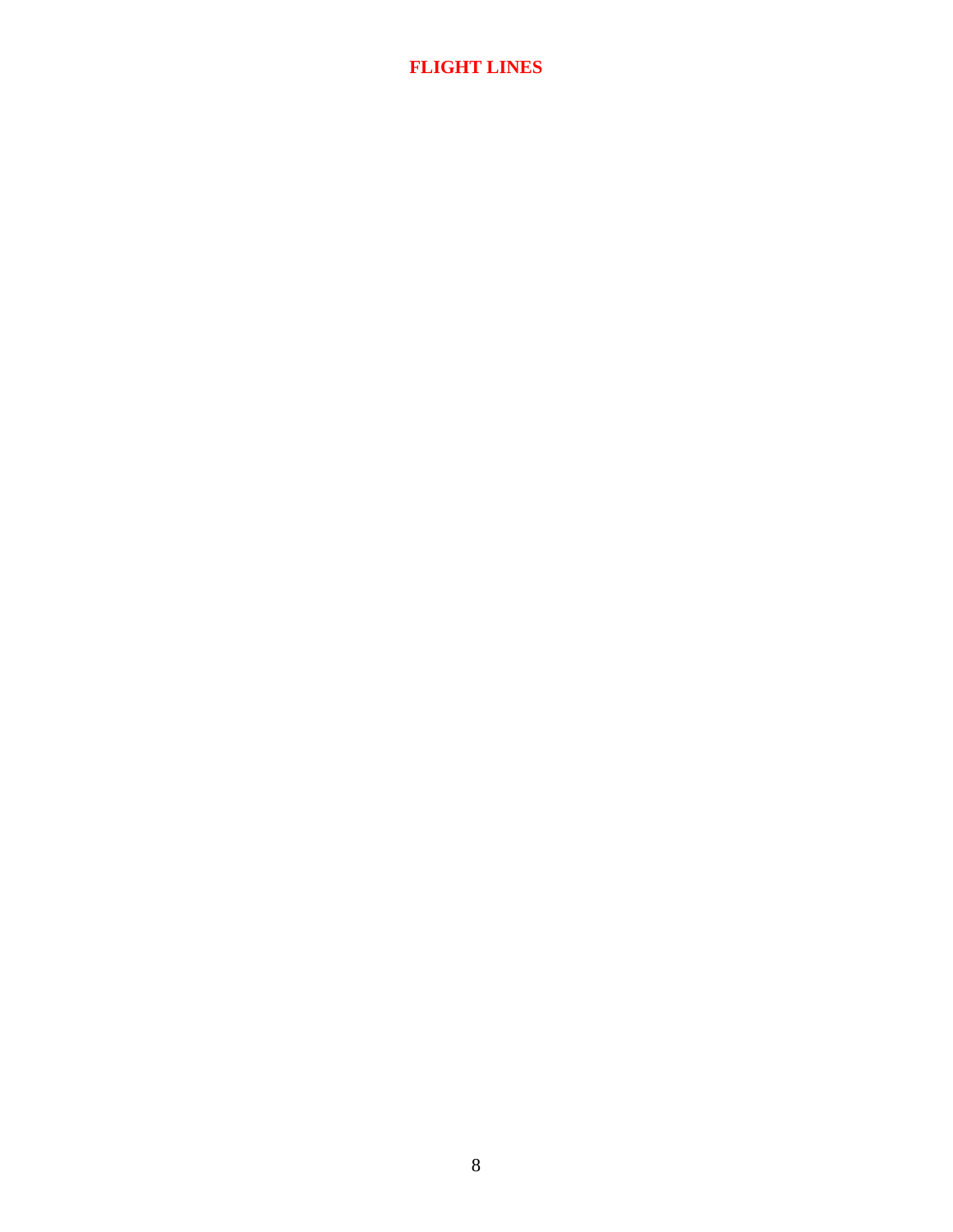# FLIGHT LINES